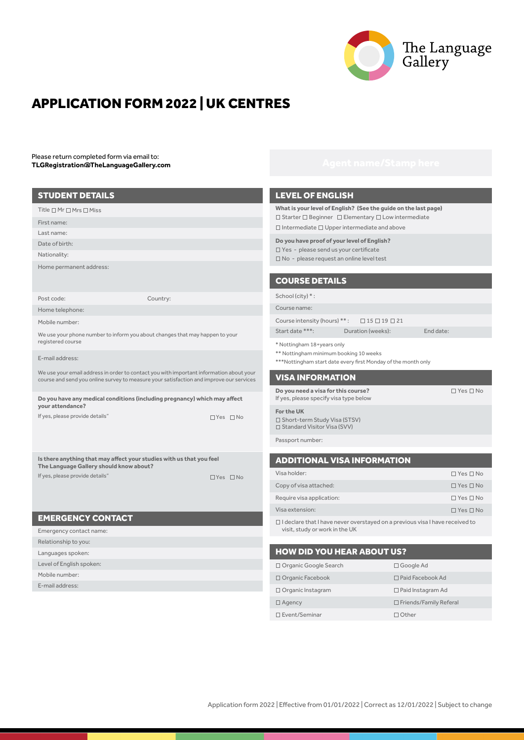The Language Gallery

# APPLICATION FORM 2022 | UK CENTRES

Please return completed form via email to:
**TLGRegistration@TheLanguageGallery.com**

Agent name/Stamp here

## STUDENT DETAILS

Title ☐ Mr ☐ Mrs ☐ Miss

First name:

Last name:

Date of birth:

Nationality:

Home permanent address:

Post code: Country:

Home telephone:

Mobile number:

We use your phone number to inform you about changes that may happen to your registered course

E-mail address:

We use your email address in order to contact you with important information about your course and send you online survey to measure your satisfaction and improve our services

**Do you have any medical conditions (including pregnancy) which may affect your attendance?**
If yes, please provide details" ☐ Yes ☐ No

**Is there anything that may affect your studies with us that you feel The Language Gallery should know about?**
If yes, please provide details" ☐ Yes ☐ No

## EMERGENCY CONTACT

Emergency contact name:

Relationship to you:

Languages spoken:

Level of English spoken:

Mobile number:

E-mail address:

## LEVEL OF ENGLISH

**What is your level of English? (See the guide on the last page)**
☐ Starter ☐ Beginner ☐ Elementary ☐ Low intermediate
☐ Intermediate ☐ Upper intermediate and above

**Do you have proof of your level of English?**
☐ Yes - please send us your certificate
☐ No - please request an online level test

## COURSE DETAILS

School (city) * :

Course name:

Course intensity (hours) ** : ☐ 15 ☐ 19 ☐ 21

Start date ***: Duration (weeks): End date:

* Nottingham 18+years only
** Nottingham minimum booking 10 weeks
***Nottingham start date every first Monday of the month only

## VISA INFORMATION

**Do you need a visa for this course?** ☐ Yes ☐ No
If yes, please specify visa type below

**For the UK**
☐ Short-term Study Visa (STSV)
☐ Standard Visitor Visa (SVV)

Passport number:

## ADDITIONAL VISA INFORMATION

Visa holder: ☐ Yes ☐ No

Copy of visa attached: ☐ Yes ☐ No

Require visa application: ☐ Yes ☐ No

Visa extension: ☐ Yes ☐ No

☐ I declare that I have never overstayed on a previous visa I have received to visit, study or work in the UK

## HOW DID YOU HEAR ABOUT US?

| | |
|---|---|
| ☐ Organic Google Search | ☐ Google Ad |
| ☐ Organic Facebook | ☐ Paid Facebook Ad |
| ☐ Organic Instagram | ☐ Paid Instagram Ad |
| ☐ Agency | ☐ Friends/Family Referal |
| ☐ Event/Seminar | ☐ Other |

Application form 2022 | Effective from 01/01/2022 | Correct as 12/01/2022 | Subject to change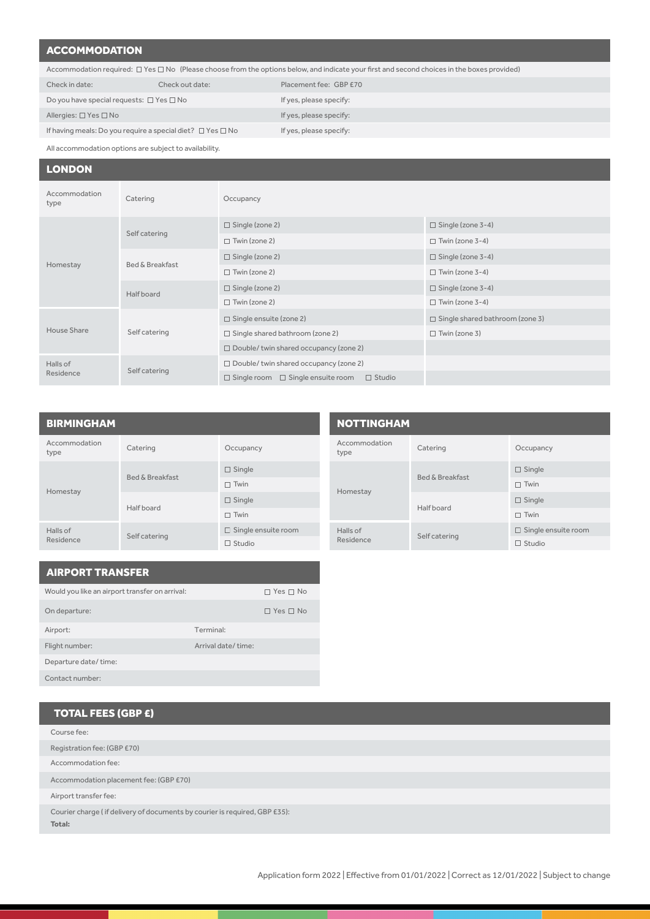## ACCOMMODATION

Accommodation required: ☐ Yes ☐ No (Please choose from the options below, and indicate your first and second choices in the boxes provided)

| | | |
|---|---|---|
| Check in date: | Check out date: | Placement fee: GBP £70 |
| Do you have special requests: ☐ Yes ☐ No | | If yes, please specify: |
| Allergies: ☐ Yes ☐ No | | If yes, please specify: |
| If having meals: Do you require a special diet? ☐ Yes ☐ No | | If yes, please specify: |

All accommodation options are subject to availability.

## LONDON

| Accommodation type | Catering | Occupancy | |
|---|---|---|---|
| Homestay | Self catering | ☐ Single (zone 2) | ☐ Single (zone 3-4) |
| | | ☐ Twin (zone 2) | ☐ Twin (zone 3-4) |
| | Bed & Breakfast | ☐ Single (zone 2) | ☐ Single (zone 3-4) |
| | | ☐ Twin (zone 2) | ☐ Twin (zone 3-4) |
| | Half board | ☐ Single (zone 2) | ☐ Single (zone 3-4) |
| | | ☐ Twin (zone 2) | ☐ Twin (zone 3-4) |
| House Share | Self catering | ☐ Single ensuite (zone 2) | ☐ Single shared bathroom (zone 3) |
| | | ☐ Single shared bathroom (zone 2) | ☐ Twin (zone 3) |
| | | ☐ Double/ twin shared occupancy (zone 2) | |
| Halls of Residence | Self catering | ☐ Double/ twin shared occupancy (zone 2) | |
| | | ☐ Single room ☐ Single ensuite room ☐ Studio | |

## BIRMINGHAM

| Accommodation type | Catering | Occupancy |
|---|---|---|
| Homestay | Bed & Breakfast | ☐ Single |
| | | ☐ Twin |
| | Half board | ☐ Single |
| | | ☐ Twin |
| Halls of Residence | Self catering | ☐ Single ensuite room |
| | | ☐ Studio |

## NOTTINGHAM

| Accommodation type | Catering | Occupancy |
|---|---|---|
| Homestay | Bed & Breakfast | ☐ Single |
| | | ☐ Twin |
| | Half board | ☐ Single |
| | | ☐ Twin |
| Halls of Residence | Self catering | ☐ Single ensuite room |
| | | ☐ Studio |

## AIRPORT TRANSFER

| | |
|---|---|
| Would you like an airport transfer on arrival: | ☐ Yes ☐ No |
| On departure: | ☐ Yes ☐ No |
| Airport: | Terminal: |
| Flight number: | Arrival date/ time: |
| Departure date/ time: | |
| Contact number: | |

## TOTAL FEES (GBP £)

Course fee:

Registration fee: (GBP £70)

Accommodation fee:

Accommodation placement fee: (GBP £70)

Airport transfer fee:

Courier charge ( if delivery of documents by courier is required, GBP £35):

**Total:**

Application form 2022 | Effective from 01/01/2022 | Correct as 12/01/2022 | Subject to change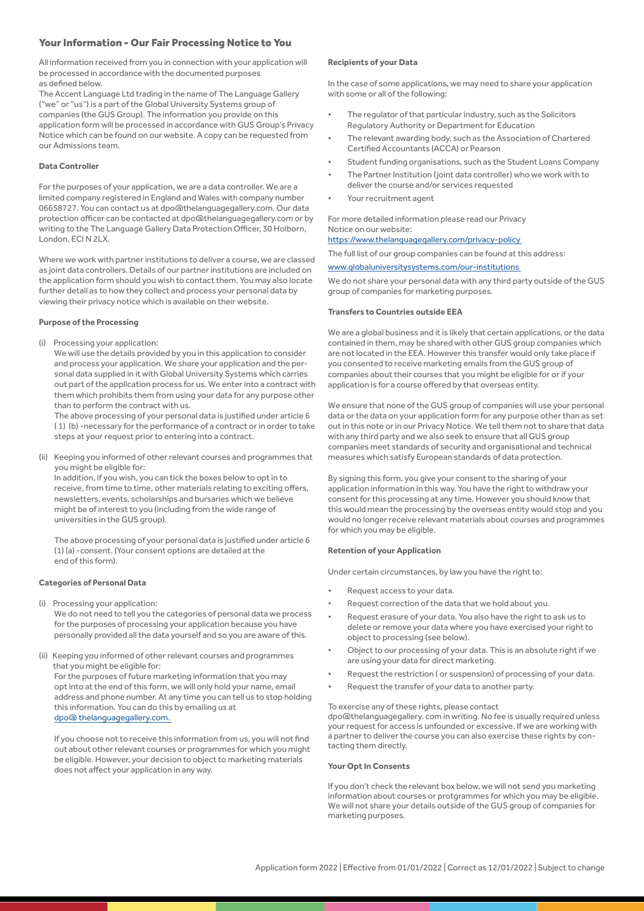## Your Information - Our Fair Processing Notice to You

All information received from you in connection with your application will be processed in accordance with the documented purposes as defined below.

The Accent Language Ltd trading in the name of The Language Gallery ("we" or "us") is a part of the Global University Systems group of companies (the GUS Group). The information you provide on this application form will be processed in accordance with GUS Group's Privacy Notice which can be found on our website. A copy can be requested from our Admissions team.

**Data Controller**

For the purposes of your application, we are a data controller. We are a limited company registered in England and Wales with company number 06658727. You can contact us at dpo@thelanguagegallery.com. Our data protection officer can be contacted at dpo@thelanguagegallery.com or by writing to the The Language Gallery Data Protection Officer, 30 Holborn, London, ECl N 2LX.

Where we work with partner institutions to deliver a course, we are classed as joint data controllers. Details of our partner institutions are included on the application form should you wish to contact them. You may also locate further detail as to how they collect and process your personal data by viewing their privacy notice which is available on their website.

**Purpose of the Processing**

(i) Processing your application:
We will use the details provided by you in this application to consider and process your application. We share your application and the personal data supplied in it with Global University Systems which carries out part of the application process for us. We enter into a contract with them which prohibits them from using your data for any purpose other than to perform the contract with us.
The above processing of your personal data is justified under article 6 ( 1) (b) -necessary for the performance of a contract or in order to take steps at your request prior to entering into a contract.

(ii) Keeping you informed of other relevant courses and programmes that you might be eligible for:
In addition, if you wish, you can tick the boxes below to opt in to receive, from time to time, other materials relating to exciting offers, newsletters, events, scholarships and bursaries which we believe might be of interest to you (including from the wide range of universities in the GUS group).

The above processing of your personal data is justified under article 6 (1) (a) -consent. (Your consent options are detailed at the end of this form).

**Categories of Personal Data**

(i) Processing your application:
We do not need to tell you the categories of personal data we process for the purposes of processing your application because you have personally provided all the data yourself and so you are aware of this.

(ii) Keeping you informed of other relevant courses and programmes that you might be eligible for:
For the purposes of future marketing information that you may opt into at the end of this form, we will only hold your name, email address and phone number. At any time you can tell us to stop holding this information. You can do this by emailing us at dpo@ thelanguagegallery.com.

If you choose not to receive this information from us, you will not find out about other relevant courses or programmes for which you might be eligible. However, your decision to object to marketing materials does not affect your application in any way.

**Recipients of your Data**

In the case of some applications, we may need to share your application with some or all of the following:

- The regulator of that particular industry, such as the Solicitors Regulatory Authority or Department for Education
- The relevant awarding body, such as the Association of Chartered Certified Accountants (ACCA) or Pearson
- Student funding organisations, such as the Student Loans Company
- The Partner Institution (joint data controller) who we work with to deliver the course and/or services requested
- Your recruitment agent

For more detailed information please read our Privacy Notice on our website:
https://www.thelanguagegallery.com/privacy-policy

The full list of our group companies can be found at this address:
www.globaluniversitysystems.com/our-institutions

We do not share your personal data with any third party outside of the GUS group of companies for marketing purposes.

**Transfers to Countries outside EEA**

We are a global business and it is likely that certain applications, or the data contained in them, may be shared with other GUS group companies which are not located in the EEA. However this transfer would only take place if you consented to receive marketing emails from the GUS group of companies about their courses that you might be eligible for or if your application is for a course offered by that overseas entity.

We ensure that none of the GUS group of companies will use your personal data or the data on your application form for any purpose other than as set out in this note or in our Privacy Notice. We tell them not to share that data with any third party and we also seek to ensure that all GUS group companies meet standards of security and organisational and technical measures which satisfy European standards of data protection.

By signing this form, you give your consent to the sharing of your application information in this way. You have the right to withdraw your consent for this processing at any time. However you should know that this would mean the processing by the overseas entity would stop and you would no longer receive relevant materials about courses and programmes for which you may be eligible.

**Retention of your Application**

Under certain circumstances, by law you have the right to:

- Request access to your data.
- Request correction of the data that we hold about you.
- Request erasure of your data. You also have the right to ask us to delete or remove your data where you have exercised your right to object to processing (see below).
- Object to our processing of your data. This is an absolute right if we are using your data for direct marketing.
- Request the restriction ( or suspension) of processing of your data.
- Request the transfer of your data to another party.

To exercise any of these rights, please contact dpo@thelanguagegallery. com in writing. No fee is usually required unless your request for access is unfounded or excessive. If we are working with a partner to deliver the course you can also exercise these rights by contacting them directly.

**Your Opt In Consents**

If you don't check the relevant box below, we will not send you marketing information about courses or protgrammes for which you may be eligible. We will not share your details outside of the GUS group of companies for marketing purposes.

Application form 2022 | Effective from 01/01/2022 | Correct as 12/01/2022 | Subject to change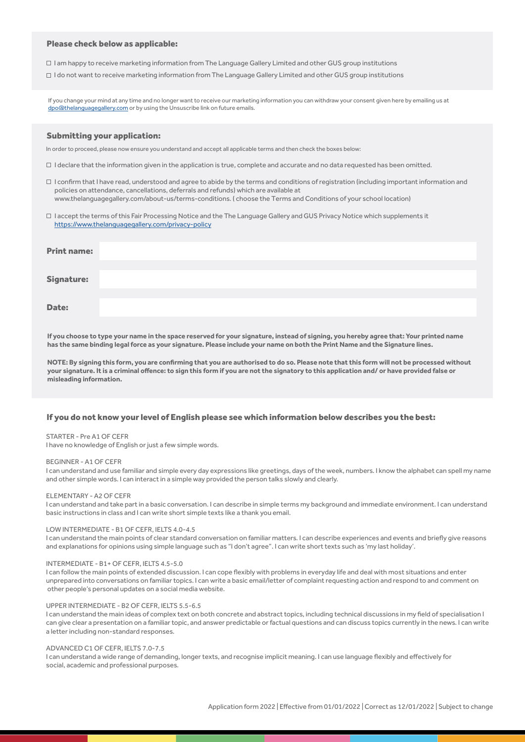### Please check below as applicable:

- ☐ I am happy to receive marketing information from The Language Gallery Limited and other GUS group institutions
- ☐ I do not want to receive marketing information from The Language Gallery Limited and other GUS group institutions

If you change your mind at any time and no longer want to receive our marketing information you can withdraw your consent given here by emailing us at dpo@thelanguagegallery.com or by using the Unsuscribe link on future emails.

### Submitting your application:

In order to proceed, please now ensure you understand and accept all applicable terms and then check the boxes below:

- ☐ I declare that the information given in the application is true, complete and accurate and no data requested has been omitted.
- ☐ I confirm that I have read, understood and agree to abide by the terms and conditions of registration (including important information and policies on attendance, cancellations, deferrals and refunds) which are available at www.thelanguagegallery.com/about-us/terms-conditions. ( choose the Terms and Conditions of your school location)
- ☐ I accept the terms of this Fair Processing Notice and the The Language Gallery and GUS Privacy Notice which supplements it https://www.thelanguagegallery.com/privacy-policy

| | |
|---|---|
| **Print name:** | |
| **Signature:** | |
| **Date:** | |

**If you choose to type your name in the space reserved for your signature, instead of signing, you hereby agree that: Your printed name has the same binding legal force as your signature. Please include your name on both the Print Name and the Signature lines.**

**NOTE: By signing this form, you are confirming that you are authorised to do so. Please note that this form will not be processed without your signature. It is a criminal offence: to sign this form if you are not the signatory to this application and/ or have provided false or misleading information.**

### If you do not know your level of English please see which information below describes you the best:

STARTER - Pre A1 OF CEFR
I have no knowledge of English or just a few simple words.

BEGINNER - A1 OF CEFR
I can understand and use familiar and simple every day expressions like greetings, days of the week, numbers. I know the alphabet can spell my name and other simple words. I can interact in a simple way provided the person talks slowly and clearly.

ELEMENTARY - A2 OF CEFR
I can understand and take part in a basic conversation. I can describe in simple terms my background and immediate environment. I can understand basic instructions in class and I can write short simple texts like a thank you email.

LOW INTERMEDIATE - B1 OF CEFR, IELTS 4.0-4.5
I can understand the main points of clear standard conversation on familiar matters. I can describe experiences and events and briefly give reasons and explanations for opinions using simple language such as "I don't agree". I can write short texts such as 'my last holiday'.

INTERMEDIATE - B1+ OF CEFR, IELTS 4.5-5.0
I can follow the main points of extended discussion. I can cope flexibly with problems in everyday life and deal with most situations and enter unprepared into conversations on familiar topics. I can write a basic email/letter of complaint requesting action and respond to and comment on other people's personal updates on a social media website.

UPPER INTERMEDIATE - B2 OF CEFR, IELTS 5.5-6.5
I can understand the main ideas of complex text on both concrete and abstract topics, including technical discussions in my field of specialisation I can give clear a presentation on a familiar topic, and answer predictable or factual questions and can discuss topics currently in the news. I can write a letter including non-standard responses.

ADVANCED C1 OF CEFR, IELTS 7.0-7.5
I can understand a wide range of demanding, longer texts, and recognise implicit meaning. I can use language flexibly and effectively for social, academic and professional purposes.

Application form 2022 | Effective from 01/01/2022 | Correct as 12/01/2022 | Subject to change